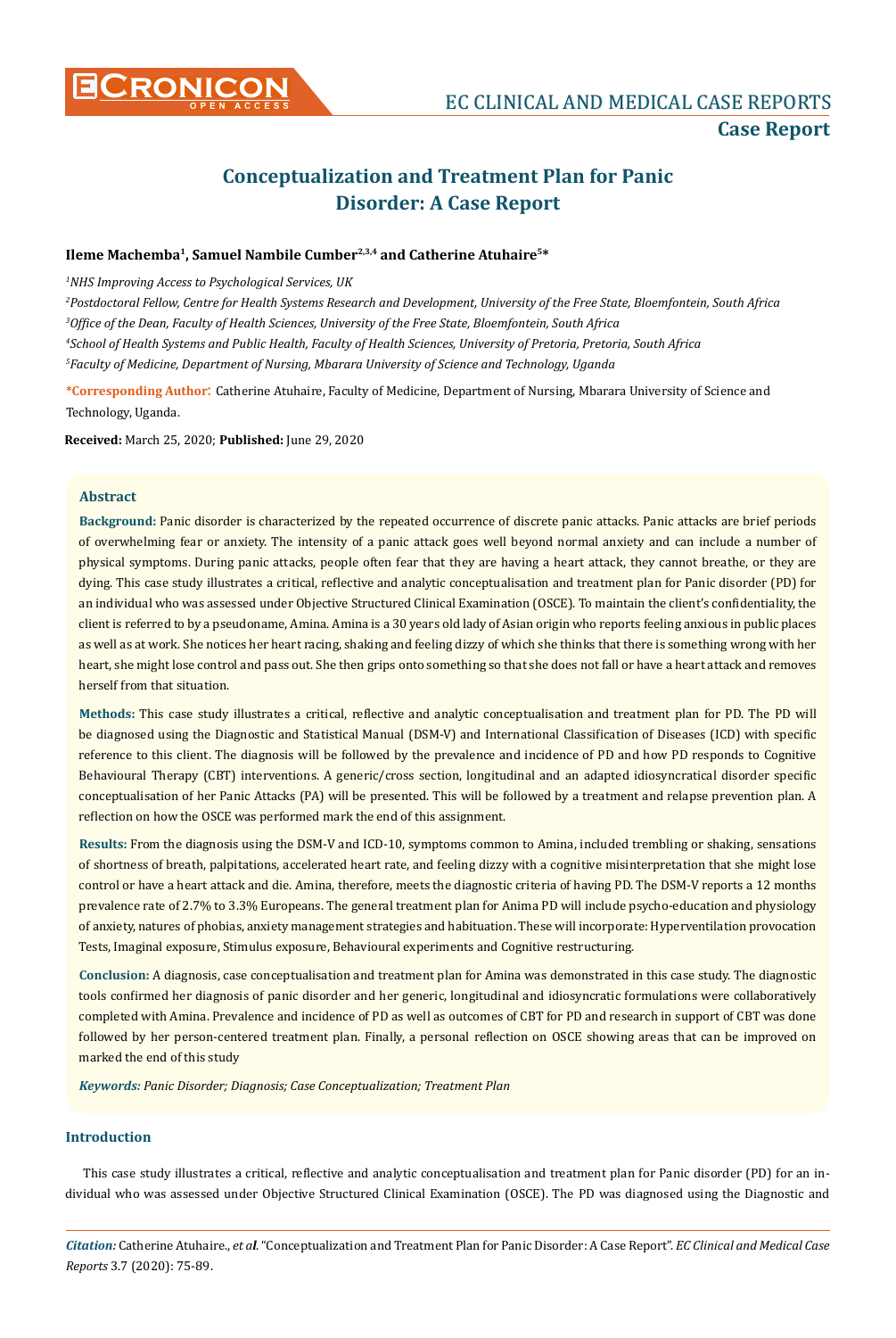# Conceptualization and Treatment Plan for Panic Disorder: A Case Report

**Ileme Machemba[1], Samuel Nambile Cumber[2,3,4] and Catherine Atuhaire[5]***

[1]*NHS Improving Access to Psychological Services, UK*

[2]*Postdoctoral Fellow, Centre for Health Systems Research and Development, University of the Free State, Bloemfontein, South Africa*

[3]*Office of the Dean, Faculty of Health Sciences, University of the Free State, Bloemfontein, South Africa*

[4]*School of Health Systems and Public Health, Faculty of Health Sciences, University of Pretoria, Pretoria, South Africa*

[5]*Faculty of Medicine, Department of Nursing, Mbarara University of Science and Technology, Uganda*

**\*Corresponding Author:** Catherine Atuhaire, Faculty of Medicine, Department of Nursing, Mbarara University of Science and Technology, Uganda.

**Received:** March 25, 2020; **Published:** June 29, 2020

## Abstract

**Background:** Panic disorder is characterized by the repeated occurrence of discrete panic attacks. Panic attacks are brief periods of overwhelming fear or anxiety. The intensity of a panic attack goes well beyond normal anxiety and can include a number of physical symptoms. During panic attacks, people often fear that they are having a heart attack, they cannot breathe, or they are dying. This case study illustrates a critical, reflective and analytic conceptualisation and treatment plan for Panic disorder (PD) for an individual who was assessed under Objective Structured Clinical Examination (OSCE). To maintain the client's confidentiality, the client is referred to by a pseudoname, Amina. Amina is a 30 years old lady of Asian origin who reports feeling anxious in public places as well as at work. She notices her heart racing, shaking and feeling dizzy of which she thinks that there is something wrong with her heart, she might lose control and pass out. She then grips onto something so that she does not fall or have a heart attack and removes herself from that situation.

**Methods:** This case study illustrates a critical, reflective and analytic conceptualisation and treatment plan for PD. The PD will be diagnosed using the Diagnostic and Statistical Manual (DSM-V) and International Classification of Diseases (ICD) with specific reference to this client. The diagnosis will be followed by the prevalence and incidence of PD and how PD responds to Cognitive Behavioural Therapy (CBT) interventions. A generic/cross section, longitudinal and an adapted idiosyncratical disorder specific conceptualisation of her Panic Attacks (PA) will be presented. This will be followed by a treatment and relapse prevention plan. A reflection on how the OSCE was performed mark the end of this assignment.

**Results:** From the diagnosis using the DSM-V and ICD-10, symptoms common to Amina, included trembling or shaking, sensations of shortness of breath, palpitations, accelerated heart rate, and feeling dizzy with a cognitive misinterpretation that she might lose control or have a heart attack and die. Amina, therefore, meets the diagnostic criteria of having PD. The DSM-V reports a 12 months prevalence rate of 2.7% to 3.3% Europeans. The general treatment plan for Anima PD will include psycho-education and physiology of anxiety, natures of phobias, anxiety management strategies and habituation. These will incorporate: Hyperventilation provocation Tests, Imaginal exposure, Stimulus exposure, Behavioural experiments and Cognitive restructuring.

**Conclusion:** A diagnosis, case conceptualisation and treatment plan for Amina was demonstrated in this case study. The diagnostic tools confirmed her diagnosis of panic disorder and her generic, longitudinal and idiosyncratic formulations were collaboratively completed with Amina. Prevalence and incidence of PD as well as outcomes of CBT for PD and research in support of CBT was done followed by her person-centered treatment plan. Finally, a personal reflection on OSCE showing areas that can be improved on marked the end of this study

***Keywords:** Panic Disorder; Diagnosis; Case Conceptualization; Treatment Plan*

## Introduction

This case study illustrates a critical, reflective and analytic conceptualisation and treatment plan for Panic disorder (PD) for an individual who was assessed under Objective Structured Clinical Examination (OSCE). The PD was diagnosed using the Diagnostic and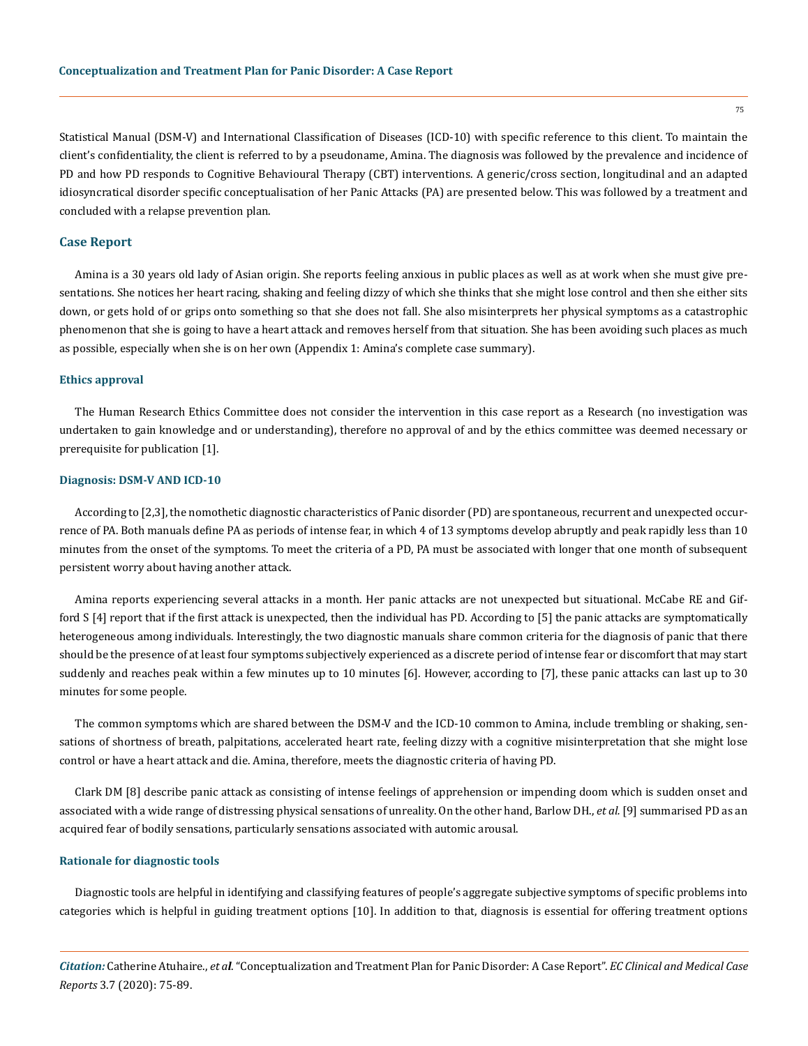Statistical Manual (DSM-V) and International Classification of Diseases (ICD-10) with specific reference to this client. To maintain the client's confidentiality, the client is referred to by a pseudoname, Amina. The diagnosis was followed by the prevalence and incidence of PD and how PD responds to Cognitive Behavioural Therapy (CBT) interventions. A generic/cross section, longitudinal and an adapted idiosyncratical disorder specific conceptualisation of her Panic Attacks (PA) are presented below. This was followed by a treatment and concluded with a relapse prevention plan.

## Case Report

Amina is a 30 years old lady of Asian origin. She reports feeling anxious in public places as well as at work when she must give presentations. She notices her heart racing, shaking and feeling dizzy of which she thinks that she might lose control and then she either sits down, or gets hold of or grips onto something so that she does not fall. She also misinterprets her physical symptoms as a catastrophic phenomenon that she is going to have a heart attack and removes herself from that situation. She has been avoiding such places as much as possible, especially when she is on her own (Appendix 1: Amina's complete case summary).

### Ethics approval

The Human Research Ethics Committee does not consider the intervention in this case report as a Research (no investigation was undertaken to gain knowledge and or understanding), therefore no approval of and by the ethics committee was deemed necessary or prerequisite for publication [1].

### Diagnosis: DSM-V AND ICD-10

According to [2,3], the nomothetic diagnostic characteristics of Panic disorder (PD) are spontaneous, recurrent and unexpected occurrence of PA. Both manuals define PA as periods of intense fear, in which 4 of 13 symptoms develop abruptly and peak rapidly less than 10 minutes from the onset of the symptoms. To meet the criteria of a PD, PA must be associated with longer that one month of subsequent persistent worry about having another attack.

Amina reports experiencing several attacks in a month. Her panic attacks are not unexpected but situational. McCabe RE and Gifford S [4] report that if the first attack is unexpected, then the individual has PD. According to [5] the panic attacks are symptomatically heterogeneous among individuals. Interestingly, the two diagnostic manuals share common criteria for the diagnosis of panic that there should be the presence of at least four symptoms subjectively experienced as a discrete period of intense fear or discomfort that may start suddenly and reaches peak within a few minutes up to 10 minutes [6]. However, according to [7], these panic attacks can last up to 30 minutes for some people.

The common symptoms which are shared between the DSM-V and the ICD-10 common to Amina, include trembling or shaking, sensations of shortness of breath, palpitations, accelerated heart rate, feeling dizzy with a cognitive misinterpretation that she might lose control or have a heart attack and die. Amina, therefore, meets the diagnostic criteria of having PD.

Clark DM [8] describe panic attack as consisting of intense feelings of apprehension or impending doom which is sudden onset and associated with a wide range of distressing physical sensations of unreality. On the other hand, Barlow DH., *et al.* [9] summarised PD as an acquired fear of bodily sensations, particularly sensations associated with automic arousal.

### Rationale for diagnostic tools

Diagnostic tools are helpful in identifying and classifying features of people's aggregate subjective symptoms of specific problems into categories which is helpful in guiding treatment options [10]. In addition to that, diagnosis is essential for offering treatment options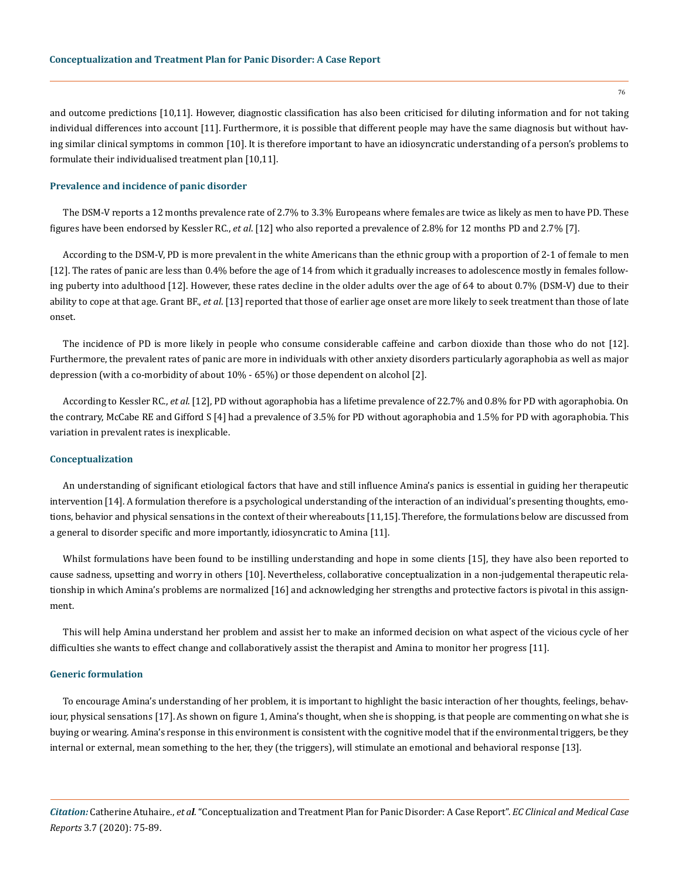and outcome predictions [10,11]. However, diagnostic classification has also been criticised for diluting information and for not taking individual differences into account [11]. Furthermore, it is possible that different people may have the same diagnosis but without having similar clinical symptoms in common [10]. It is therefore important to have an idiosyncratic understanding of a person's problems to formulate their individualised treatment plan [10,11].

### Prevalence and incidence of panic disorder

The DSM-V reports a 12 months prevalence rate of 2.7% to 3.3% Europeans where females are twice as likely as men to have PD. These figures have been endorsed by Kessler RC., *et al*. [12] who also reported a prevalence of 2.8% for 12 months PD and 2.7% [7].

According to the DSM-V, PD is more prevalent in the white Americans than the ethnic group with a proportion of 2-1 of female to men [12]. The rates of panic are less than 0.4% before the age of 14 from which it gradually increases to adolescence mostly in females following puberty into adulthood [12]. However, these rates decline in the older adults over the age of 64 to about 0.7% (DSM-V) due to their ability to cope at that age. Grant BF., *et al*. [13] reported that those of earlier age onset are more likely to seek treatment than those of late onset.

The incidence of PD is more likely in people who consume considerable caffeine and carbon dioxide than those who do not [12]. Furthermore, the prevalent rates of panic are more in individuals with other anxiety disorders particularly agoraphobia as well as major depression (with a co-morbidity of about 10% - 65%) or those dependent on alcohol [2].

According to Kessler RC., *et al*. [12], PD without agoraphobia has a lifetime prevalence of 22.7% and 0.8% for PD with agoraphobia. On the contrary, McCabe RE and Gifford S [4] had a prevalence of 3.5% for PD without agoraphobia and 1.5% for PD with agoraphobia. This variation in prevalent rates is inexplicable.

### Conceptualization

An understanding of significant etiological factors that have and still influence Amina's panics is essential in guiding her therapeutic intervention [14]. A formulation therefore is a psychological understanding of the interaction of an individual's presenting thoughts, emotions, behavior and physical sensations in the context of their whereabouts [11,15]. Therefore, the formulations below are discussed from a general to disorder specific and more importantly, idiosyncratic to Amina [11].

Whilst formulations have been found to be instilling understanding and hope in some clients [15], they have also been reported to cause sadness, upsetting and worry in others [10]. Nevertheless, collaborative conceptualization in a non-judgemental therapeutic relationship in which Amina's problems are normalized [16] and acknowledging her strengths and protective factors is pivotal in this assignment.

This will help Amina understand her problem and assist her to make an informed decision on what aspect of the vicious cycle of her difficulties she wants to effect change and collaboratively assist the therapist and Amina to monitor her progress [11].

### Generic formulation

To encourage Amina's understanding of her problem, it is important to highlight the basic interaction of her thoughts, feelings, behaviour, physical sensations [17]. As shown on figure 1, Amina's thought, when she is shopping, is that people are commenting on what she is buying or wearing. Amina's response in this environment is consistent with the cognitive model that if the environmental triggers, be they internal or external, mean something to the her, they (the triggers), will stimulate an emotional and behavioral response [13].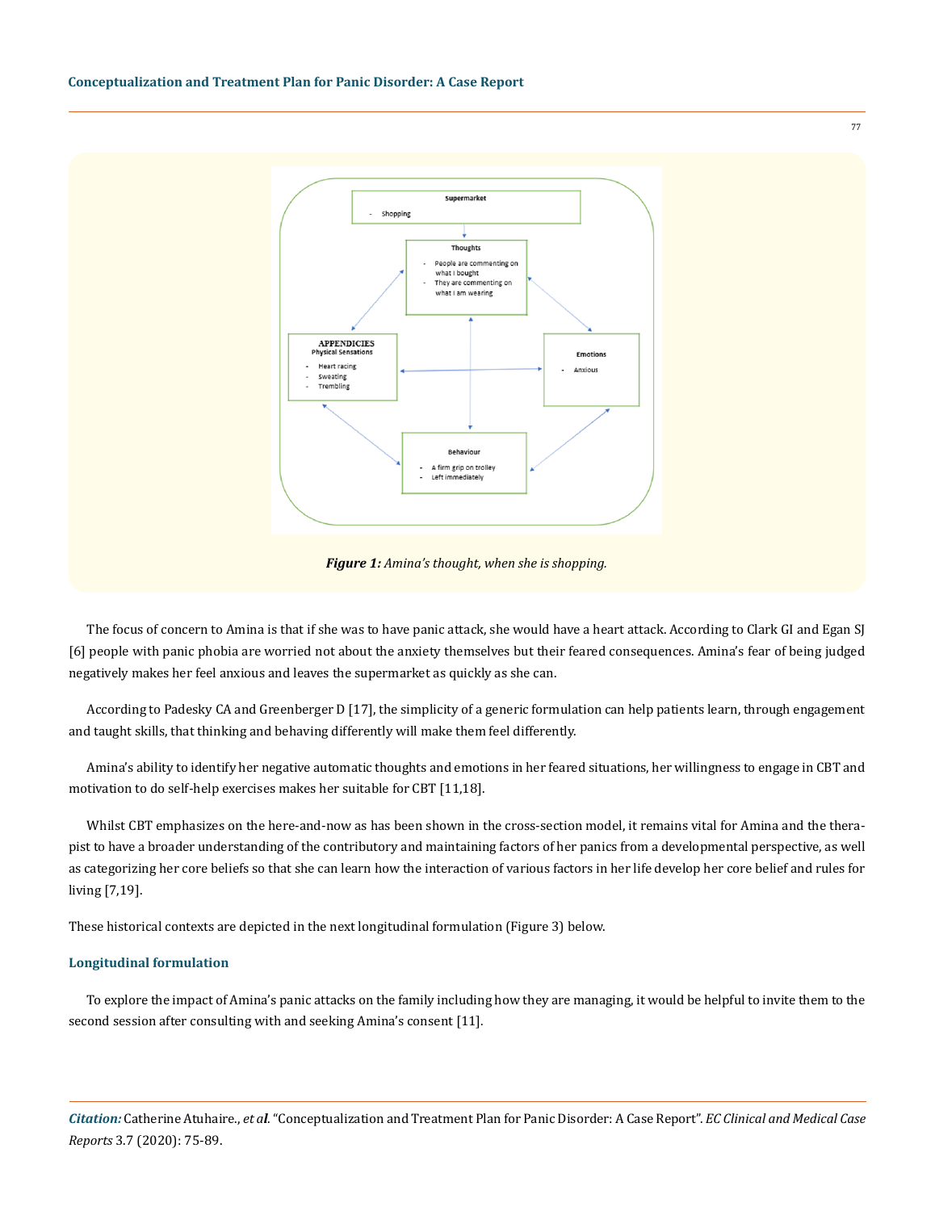Supermarket

- Shopping

Thoughts

- People are commenting on what I bought
- They are commenting on what I am wearing

APPENDICIES
Physical Sensations

- Heart racing
- Sweating
- Trembling

Emotions

- Anxious

Behaviour

- A firm grip on trolley
- Left immediately

***Figure 1:*** *Amina's thought, when she is shopping.*

The focus of concern to Amina is that if she was to have panic attack, she would have a heart attack. According to Clark GI and Egan SJ [6] people with panic phobia are worried not about the anxiety themselves but their feared consequences. Amina's fear of being judged negatively makes her feel anxious and leaves the supermarket as quickly as she can.

According to Padesky CA and Greenberger D [17], the simplicity of a generic formulation can help patients learn, through engagement and taught skills, that thinking and behaving differently will make them feel differently.

Amina's ability to identify her negative automatic thoughts and emotions in her feared situations, her willingness to engage in CBT and motivation to do self-help exercises makes her suitable for CBT [11,18].

Whilst CBT emphasizes on the here-and-now as has been shown in the cross-section model, it remains vital for Amina and the therapist to have a broader understanding of the contributory and maintaining factors of her panics from a developmental perspective, as well as categorizing her core beliefs so that she can learn how the interaction of various factors in her life develop her core belief and rules for living [7,19].

These historical contexts are depicted in the next longitudinal formulation (Figure 3) below.

### Longitudinal formulation

To explore the impact of Amina's panic attacks on the family including how they are managing, it would be helpful to invite them to the second session after consulting with and seeking Amina's consent [11].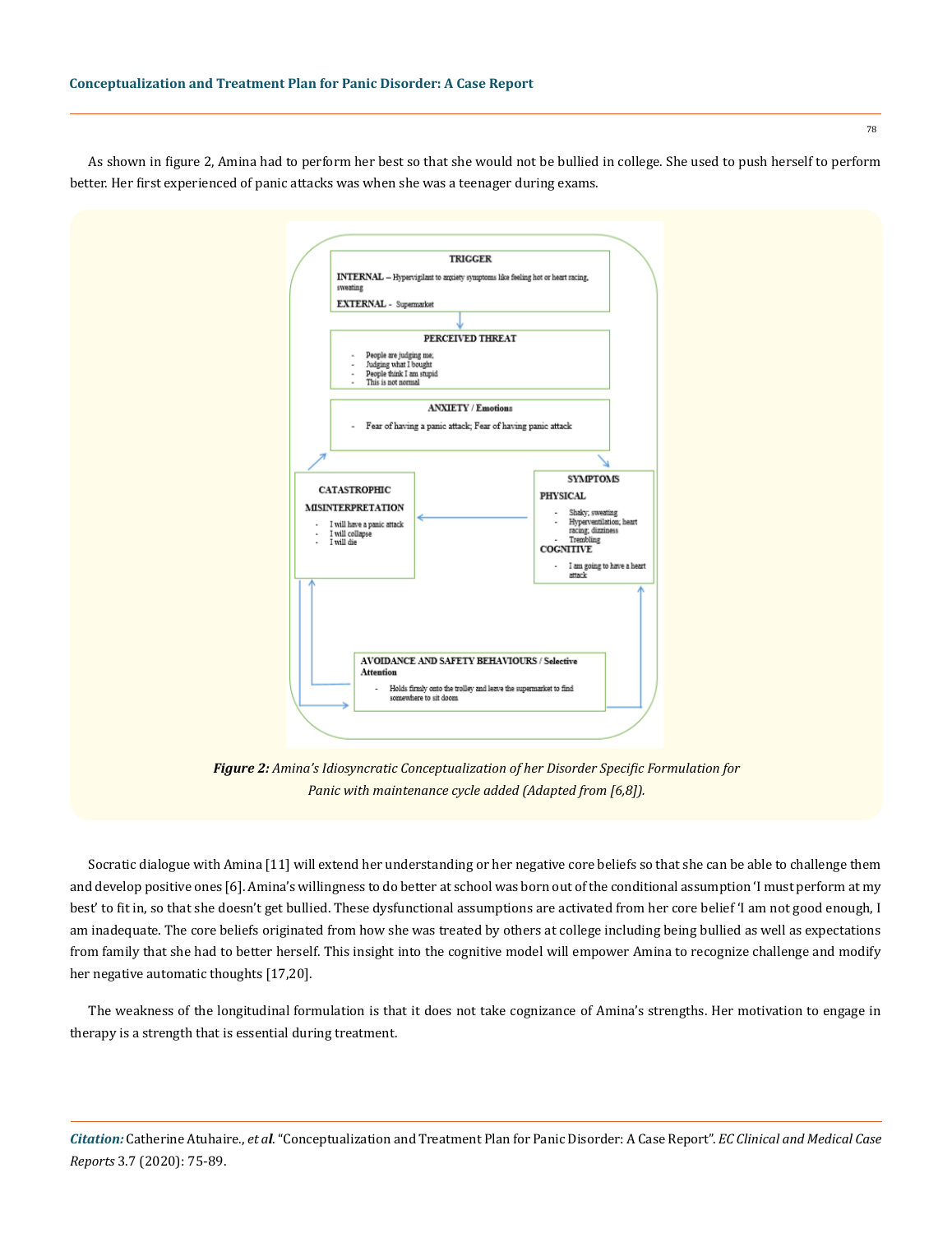As shown in figure 2, Amina had to perform her best so that she would not be bullied in college. She used to push herself to perform better. Her first experienced of panic attacks was when she was a teenager during exams.

**TRIGGER**

INTERNAL – Hypervigilant to anxiety symptoms like feeling hot or heart racing, sweating

EXTERNAL - Supermarket

**PERCEIVED THREAT**

- People are judging me;
- Judging what I bought
- People think I am stupid
- This is not normal

**ANXIETY / Emotions**

- Fear of having a panic attack; Fear of having panic attack

**SYMPTOMS**

PHYSICAL

- Shaky; sweating
- Hyperventilation; heart racing; dizziness
- Trembling

COGNITIVE

- I am going to have a heart attack

**CATASTROPHIC MISINTERPRETATION**

- I will have a panic attack
- I will collapse
- I will die

**AVOIDANCE AND SAFETY BEHAVIOURS / Selective Attention**

- Holds firmly onto the trolley and leave the supermarket to find somewhere to sit doom

***Figure 2:*** *Amina's Idiosyncratic Conceptualization of her Disorder Specific Formulation for Panic with maintenance cycle added (Adapted from [6,8]).*

Socratic dialogue with Amina [11] will extend her understanding or her negative core beliefs so that she can be able to challenge them and develop positive ones [6]. Amina's willingness to do better at school was born out of the conditional assumption 'I must perform at my best' to fit in, so that she doesn't get bullied. These dysfunctional assumptions are activated from her core belief 'I am not good enough, I am inadequate. The core beliefs originated from how she was treated by others at college including being bullied as well as expectations from family that she had to better herself. This insight into the cognitive model will empower Amina to recognize challenge and modify her negative automatic thoughts [17,20].

The weakness of the longitudinal formulation is that it does not take cognizance of Amina's strengths. Her motivation to engage in therapy is a strength that is essential during treatment.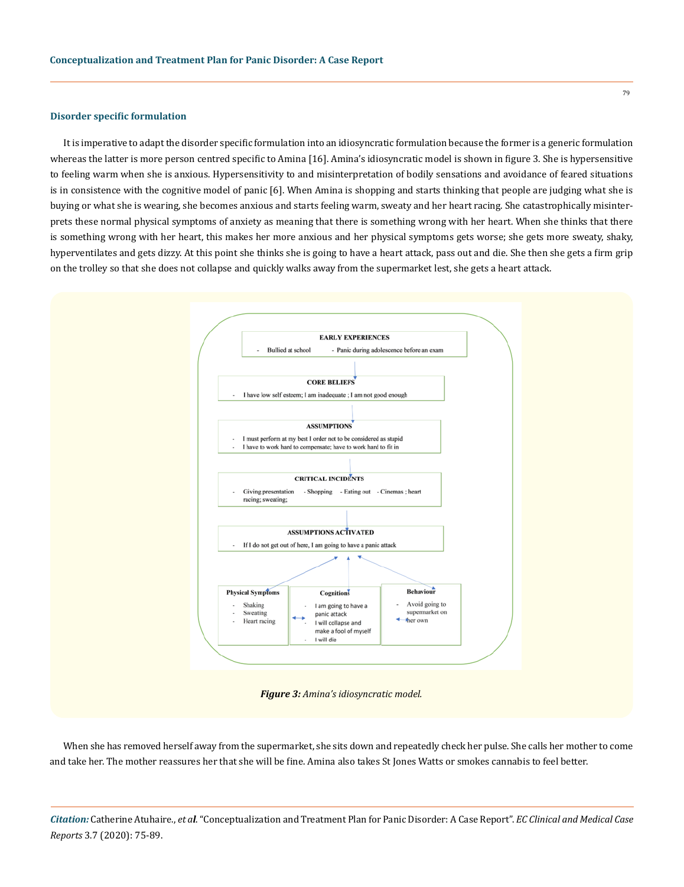### Disorder specific formulation

It is imperative to adapt the disorder specific formulation into an idiosyncratic formulation because the former is a generic formulation whereas the latter is more person centred specific to Amina [16]. Amina's idiosyncratic model is shown in figure 3. She is hypersensitive to feeling warm when she is anxious. Hypersensitivity to and misinterpretation of bodily sensations and avoidance of feared situations is in consistence with the cognitive model of panic [6]. When Amina is shopping and starts thinking that people are judging what she is buying or what she is wearing, she becomes anxious and starts feeling warm, sweaty and her heart racing. She catastrophically misinterprets these normal physical symptoms of anxiety as meaning that there is something wrong with her heart. When she thinks that there is something wrong with her heart, this makes her more anxious and her physical symptoms gets worse; she gets more sweaty, shaky, hyperventilates and gets dizzy. At this point she thinks she is going to have a heart attack, pass out and die. She then she gets a firm grip on the trolley so that she does not collapse and quickly walks away from the supermarket lest, she gets a heart attack.

**EARLY EXPERIENCES**
- Bullied at school
- Panic during adolescence before an exam

**CORE BELIEFS**
- I have low self esteem; I am inadequate ; I am not good enough

**ASSUMPTIONS**
- I must perform at my best I order not to be considered as stupid
- I have to work hard to compensate; have to work hard to fit in

**CRITICAL INCIDENTS**
- Giving presentation - Shopping - Eating out - Cinemas ; heart racing; sweating;

**ASSUMPTIONS ACTIVATED**
- If I do not get out of here, I am going to have a panic attack

**Physical Symptoms**
- Shaking
- Sweating
- Heart racing

**Cognitions**
- I am going to have a panic attack
- I will collapse and make a fool of myself
- I will die

**Behaviour**
- Avoid going to supermarket on her own

*Figure 3: Amina's idiosyncratic model.*

When she has removed herself away from the supermarket, she sits down and repeatedly check her pulse. She calls her mother to come and take her. The mother reassures her that she will be fine. Amina also takes St Jones Watts or smokes cannabis to feel better.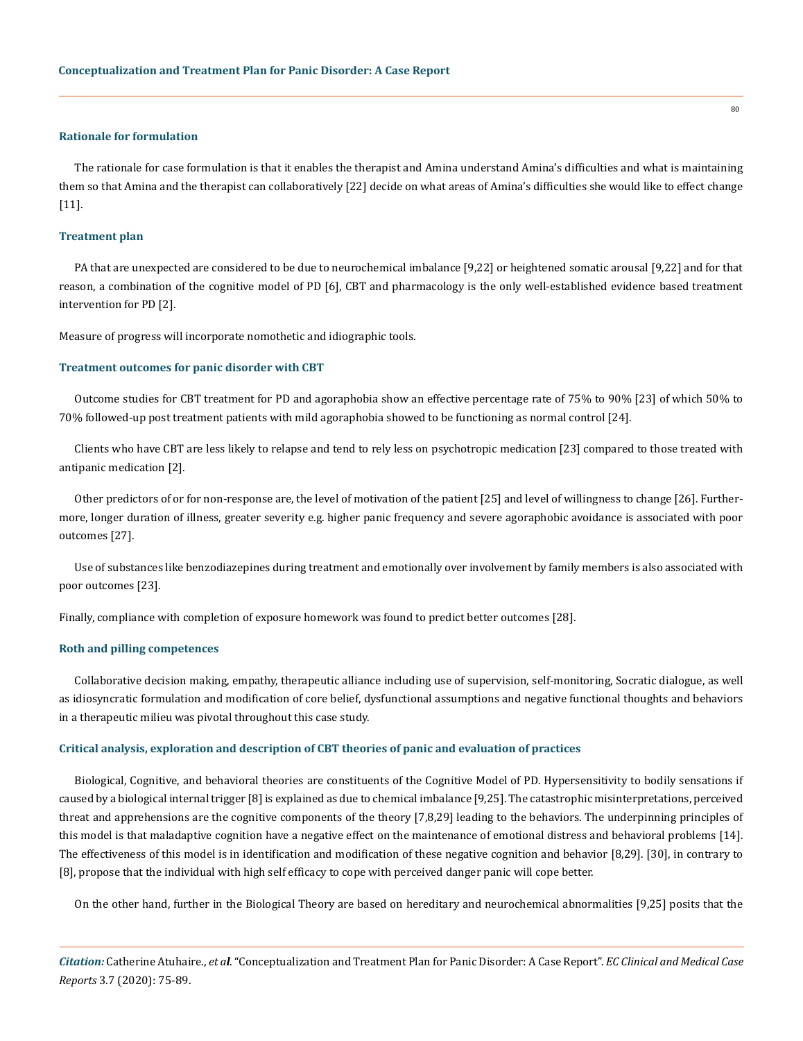### Rationale for formulation

The rationale for case formulation is that it enables the therapist and Amina understand Amina's difficulties and what is maintaining them so that Amina and the therapist can collaboratively [22] decide on what areas of Amina's difficulties she would like to effect change [11].

### Treatment plan

PA that are unexpected are considered to be due to neurochemical imbalance [9,22] or heightened somatic arousal [9,22] and for that reason, a combination of the cognitive model of PD [6], CBT and pharmacology is the only well-established evidence based treatment intervention for PD [2].

Measure of progress will incorporate nomothetic and idiographic tools.

### Treatment outcomes for panic disorder with CBT

Outcome studies for CBT treatment for PD and agoraphobia show an effective percentage rate of 75% to 90% [23] of which 50% to 70% followed-up post treatment patients with mild agoraphobia showed to be functioning as normal control [24].

Clients who have CBT are less likely to relapse and tend to rely less on psychotropic medication [23] compared to those treated with antipanic medication [2].

Other predictors of or for non-response are, the level of motivation of the patient [25] and level of willingness to change [26]. Furthermore, longer duration of illness, greater severity e.g. higher panic frequency and severe agoraphobic avoidance is associated with poor outcomes [27].

Use of substances like benzodiazepines during treatment and emotionally over involvement by family members is also associated with poor outcomes [23].

Finally, compliance with completion of exposure homework was found to predict better outcomes [28].

### Roth and pilling competences

Collaborative decision making, empathy, therapeutic alliance including use of supervision, self-monitoring, Socratic dialogue, as well as idiosyncratic formulation and modification of core belief, dysfunctional assumptions and negative functional thoughts and behaviors in a therapeutic milieu was pivotal throughout this case study.

### Critical analysis, exploration and description of CBT theories of panic and evaluation of practices

Biological, Cognitive, and behavioral theories are constituents of the Cognitive Model of PD. Hypersensitivity to bodily sensations if caused by a biological internal trigger [8] is explained as due to chemical imbalance [9,25]. The catastrophic misinterpretations, perceived threat and apprehensions are the cognitive components of the theory [7,8,29] leading to the behaviors. The underpinning principles of this model is that maladaptive cognition have a negative effect on the maintenance of emotional distress and behavioral problems [14]. The effectiveness of this model is in identification and modification of these negative cognition and behavior [8,29]. [30], in contrary to [8], propose that the individual with high self efficacy to cope with perceived danger panic will cope better.

On the other hand, further in the Biological Theory are based on hereditary and neurochemical abnormalities [9,25] posits that the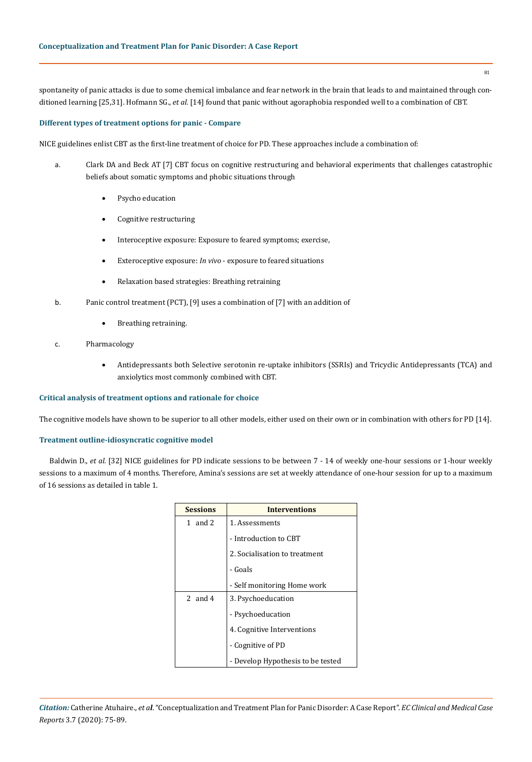spontaneity of panic attacks is due to some chemical imbalance and fear network in the brain that leads to and maintained through conditioned learning [25,31]. Hofmann SG., *et al.* [14] found that panic without agoraphobia responded well to a combination of CBT.

### Different types of treatment options for panic - Compare

NICE guidelines enlist CBT as the first-line treatment of choice for PD. These approaches include a combination of:

a. Clark DA and Beck AT [7] CBT focus on cognitive restructuring and behavioral experiments that challenges catastrophic beliefs about somatic symptoms and phobic situations through
   - Psycho education
   - Cognitive restructuring
   - Interoceptive exposure: Exposure to feared symptoms; exercise,
   - Exteroceptive exposure: *In vivo* - exposure to feared situations
   - Relaxation based strategies: Breathing retraining
b. Panic control treatment (PCT), [9] uses a combination of [7] with an addition of
   - Breathing retraining.
c. Pharmacology
   - Antidepressants both Selective serotonin re-uptake inhibitors (SSRIs) and Tricyclic Antidepressants (TCA) and anxiolytics most commonly combined with CBT.

### Critical analysis of treatment options and rationale for choice

The cognitive models have shown to be superior to all other models, either used on their own or in combination with others for PD [14].

### Treatment outline-idiosyncratic cognitive model

Baldwin D., *et al.* [32] NICE guidelines for PD indicate sessions to be between 7 - 14 of weekly one-hour sessions or 1-hour weekly sessions to a maximum of 4 months. Therefore, Amina's sessions are set at weekly attendance of one-hour session for up to a maximum of 16 sessions as detailed in table 1.

| Sessions | Interventions |
|---|---|
| 1 and 2 | 1. Assessments |
| | - Introduction to CBT |
| | 2. Socialisation to treatment |
| | - Goals |
| | - Self monitoring Home work |
| 2 and 4 | 3. Psychoeducation |
| | - Psychoeducation |
| | 4. Cognitive Interventions |
| | - Cognitive of PD |
| | - Develop Hypothesis to be tested |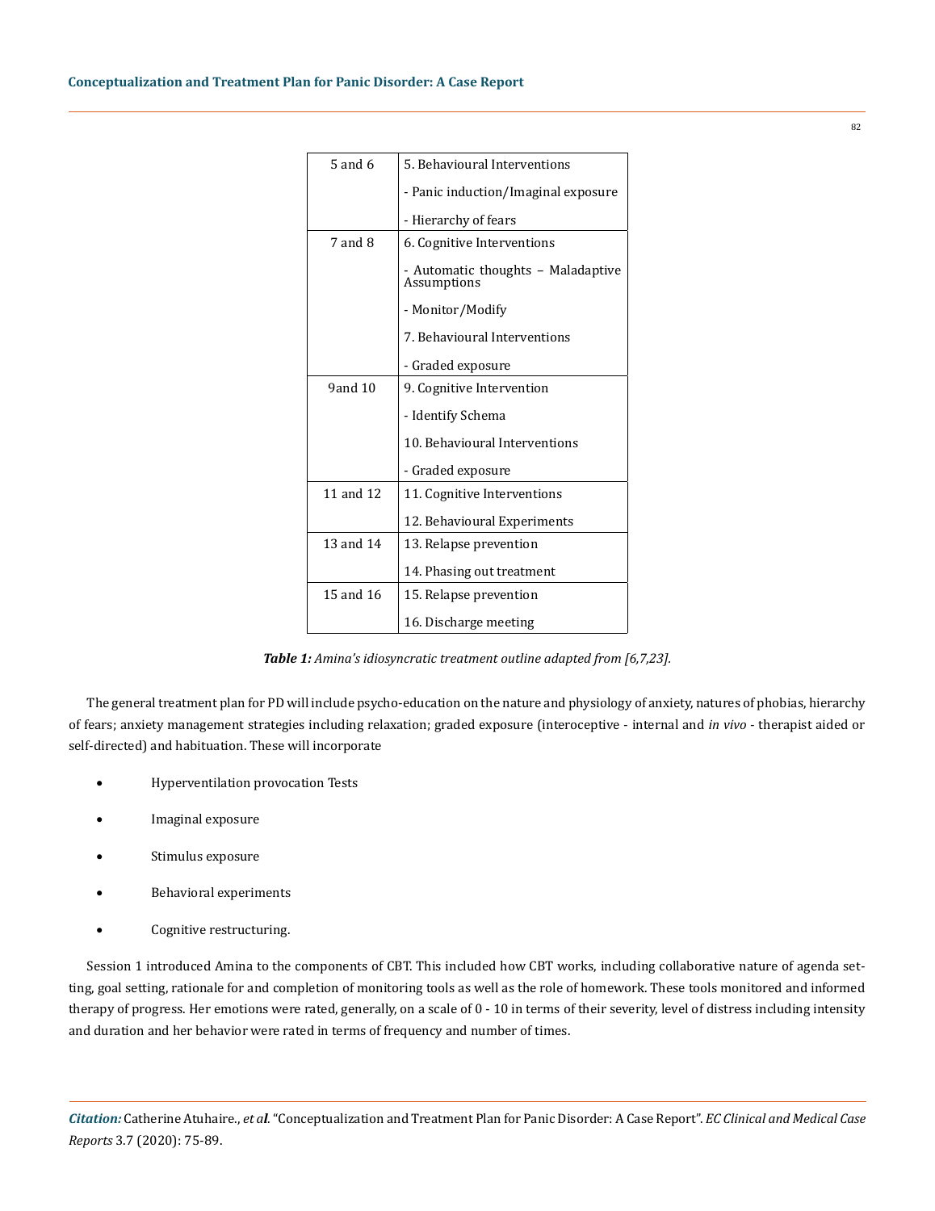| | |
|---|---|
| 5 and 6 | 5. Behavioural Interventions<br>- Panic induction/Imaginal exposure<br>- Hierarchy of fears |
| 7 and 8 | 6. Cognitive Interventions<br>- Automatic thoughts – Maladaptive Assumptions<br>- Monitor/Modify<br>7. Behavioural Interventions<br>- Graded exposure |
| 9and 10 | 9. Cognitive Intervention<br>- Identify Schema<br>10. Behavioural Interventions<br>- Graded exposure |
| 11 and 12 | 11. Cognitive Interventions<br>12. Behavioural Experiments |
| 13 and 14 | 13. Relapse prevention<br>14. Phasing out treatment |
| 15 and 16 | 15. Relapse prevention<br>16. Discharge meeting |

***Table 1:*** *Amina's idiosyncratic treatment outline adapted from [6,7,23].*

The general treatment plan for PD will include psycho-education on the nature and physiology of anxiety, natures of phobias, hierarchy of fears; anxiety management strategies including relaxation; graded exposure (interoceptive - internal and *in vivo* - therapist aided or self-directed) and habituation. These will incorporate

- Hyperventilation provocation Tests
- Imaginal exposure
- Stimulus exposure
- Behavioral experiments
- Cognitive restructuring.

Session 1 introduced Amina to the components of CBT. This included how CBT works, including collaborative nature of agenda setting, goal setting, rationale for and completion of monitoring tools as well as the role of homework. These tools monitored and informed therapy of progress. Her emotions were rated, generally, on a scale of 0 - 10 in terms of their severity, level of distress including intensity and duration and her behavior were rated in terms of frequency and number of times.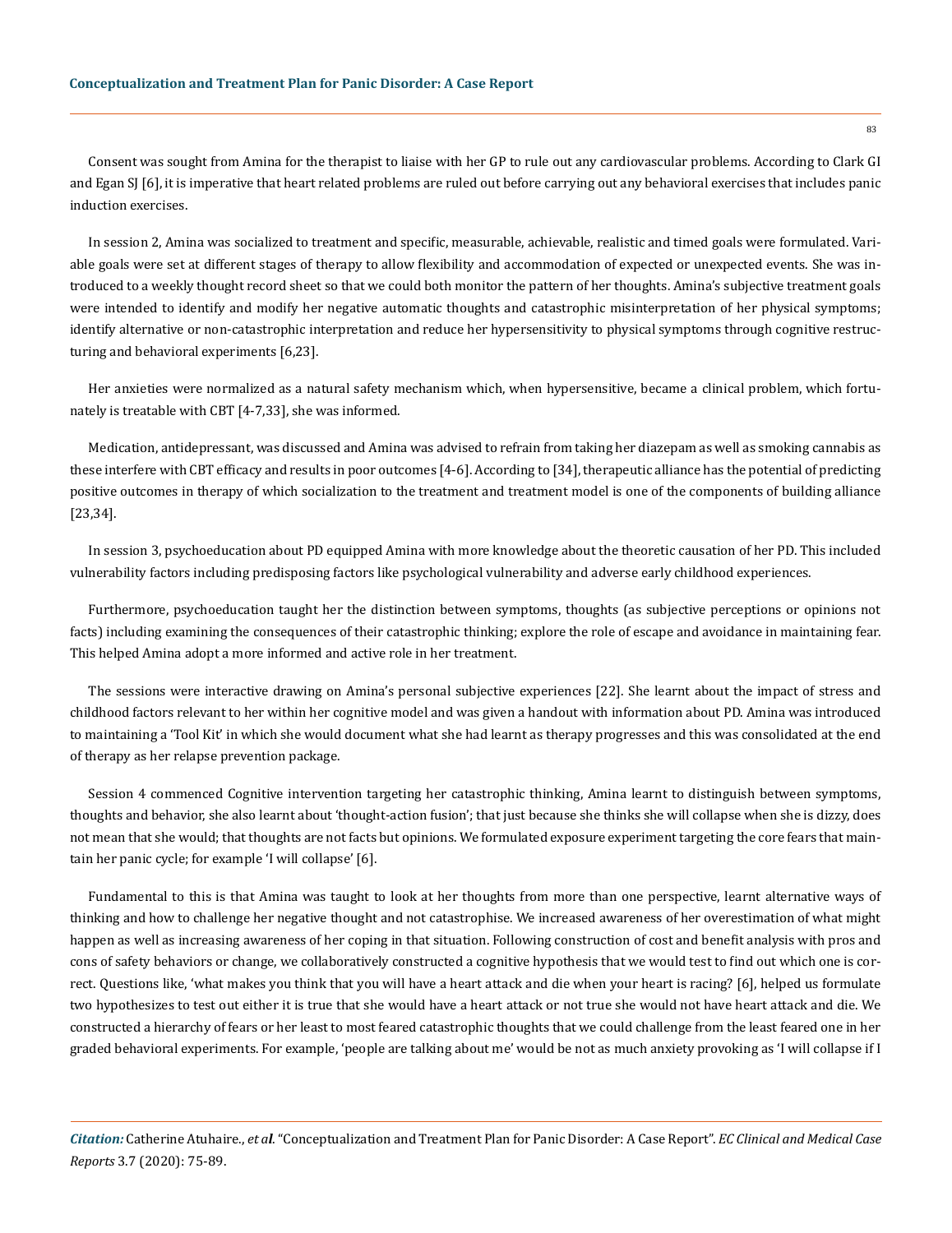Consent was sought from Amina for the therapist to liaise with her GP to rule out any cardiovascular problems. According to Clark GI and Egan SJ [6], it is imperative that heart related problems are ruled out before carrying out any behavioral exercises that includes panic induction exercises.

In session 2, Amina was socialized to treatment and specific, measurable, achievable, realistic and timed goals were formulated. Variable goals were set at different stages of therapy to allow flexibility and accommodation of expected or unexpected events. She was introduced to a weekly thought record sheet so that we could both monitor the pattern of her thoughts. Amina's subjective treatment goals were intended to identify and modify her negative automatic thoughts and catastrophic misinterpretation of her physical symptoms; identify alternative or non-catastrophic interpretation and reduce her hypersensitivity to physical symptoms through cognitive restructuring and behavioral experiments [6,23].

Her anxieties were normalized as a natural safety mechanism which, when hypersensitive, became a clinical problem, which fortunately is treatable with CBT [4-7,33], she was informed.

Medication, antidepressant, was discussed and Amina was advised to refrain from taking her diazepam as well as smoking cannabis as these interfere with CBT efficacy and results in poor outcomes [4-6]. According to [34], therapeutic alliance has the potential of predicting positive outcomes in therapy of which socialization to the treatment and treatment model is one of the components of building alliance [23,34].

In session 3, psychoeducation about PD equipped Amina with more knowledge about the theoretic causation of her PD. This included vulnerability factors including predisposing factors like psychological vulnerability and adverse early childhood experiences.

Furthermore, psychoeducation taught her the distinction between symptoms, thoughts (as subjective perceptions or opinions not facts) including examining the consequences of their catastrophic thinking; explore the role of escape and avoidance in maintaining fear. This helped Amina adopt a more informed and active role in her treatment.

The sessions were interactive drawing on Amina's personal subjective experiences [22]. She learnt about the impact of stress and childhood factors relevant to her within her cognitive model and was given a handout with information about PD. Amina was introduced to maintaining a 'Tool Kit' in which she would document what she had learnt as therapy progresses and this was consolidated at the end of therapy as her relapse prevention package.

Session 4 commenced Cognitive intervention targeting her catastrophic thinking, Amina learnt to distinguish between symptoms, thoughts and behavior, she also learnt about 'thought-action fusion'; that just because she thinks she will collapse when she is dizzy, does not mean that she would; that thoughts are not facts but opinions. We formulated exposure experiment targeting the core fears that maintain her panic cycle; for example 'I will collapse' [6].

Fundamental to this is that Amina was taught to look at her thoughts from more than one perspective, learnt alternative ways of thinking and how to challenge her negative thought and not catastrophise. We increased awareness of her overestimation of what might happen as well as increasing awareness of her coping in that situation. Following construction of cost and benefit analysis with pros and cons of safety behaviors or change, we collaboratively constructed a cognitive hypothesis that we would test to find out which one is correct. Questions like, 'what makes you think that you will have a heart attack and die when your heart is racing? [6], helped us formulate two hypothesizes to test out either it is true that she would have a heart attack or not true she would not have heart attack and die. We constructed a hierarchy of fears or her least to most feared catastrophic thoughts that we could challenge from the least feared one in her graded behavioral experiments. For example, 'people are talking about me' would be not as much anxiety provoking as 'I will collapse if I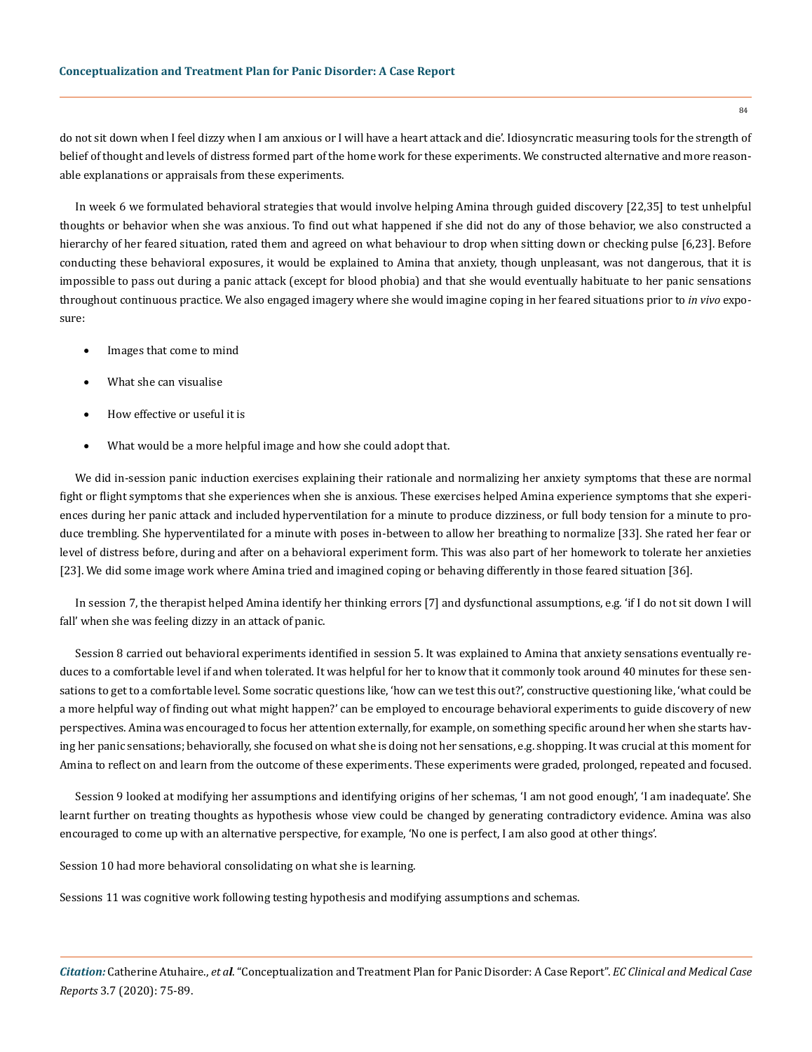do not sit down when I feel dizzy when I am anxious or I will have a heart attack and die'. Idiosyncratic measuring tools for the strength of belief of thought and levels of distress formed part of the home work for these experiments. We constructed alternative and more reasonable explanations or appraisals from these experiments.

In week 6 we formulated behavioral strategies that would involve helping Amina through guided discovery [22,35] to test unhelpful thoughts or behavior when she was anxious. To find out what happened if she did not do any of those behavior, we also constructed a hierarchy of her feared situation, rated them and agreed on what behaviour to drop when sitting down or checking pulse [6,23]. Before conducting these behavioral exposures, it would be explained to Amina that anxiety, though unpleasant, was not dangerous, that it is impossible to pass out during a panic attack (except for blood phobia) and that she would eventually habituate to her panic sensations throughout continuous practice. We also engaged imagery where she would imagine coping in her feared situations prior to *in vivo* exposure:

- Images that come to mind
- What she can visualise
- How effective or useful it is
- What would be a more helpful image and how she could adopt that.

We did in-session panic induction exercises explaining their rationale and normalizing her anxiety symptoms that these are normal fight or flight symptoms that she experiences when she is anxious. These exercises helped Amina experience symptoms that she experiences during her panic attack and included hyperventilation for a minute to produce dizziness, or full body tension for a minute to produce trembling. She hyperventilated for a minute with poses in-between to allow her breathing to normalize [33]. She rated her fear or level of distress before, during and after on a behavioral experiment form. This was also part of her homework to tolerate her anxieties [23]. We did some image work where Amina tried and imagined coping or behaving differently in those feared situation [36].

In session 7, the therapist helped Amina identify her thinking errors [7] and dysfunctional assumptions, e.g. 'if I do not sit down I will fall' when she was feeling dizzy in an attack of panic.

Session 8 carried out behavioral experiments identified in session 5. It was explained to Amina that anxiety sensations eventually reduces to a comfortable level if and when tolerated. It was helpful for her to know that it commonly took around 40 minutes for these sensations to get to a comfortable level. Some socratic questions like, 'how can we test this out?', constructive questioning like, 'what could be a more helpful way of finding out what might happen?' can be employed to encourage behavioral experiments to guide discovery of new perspectives. Amina was encouraged to focus her attention externally, for example, on something specific around her when she starts having her panic sensations; behaviorally, she focused on what she is doing not her sensations, e.g. shopping. It was crucial at this moment for Amina to reflect on and learn from the outcome of these experiments. These experiments were graded, prolonged, repeated and focused.

Session 9 looked at modifying her assumptions and identifying origins of her schemas, 'I am not good enough', 'I am inadequate'. She learnt further on treating thoughts as hypothesis whose view could be changed by generating contradictory evidence. Amina was also encouraged to come up with an alternative perspective, for example, 'No one is perfect, I am also good at other things'.

Session 10 had more behavioral consolidating on what she is learning.

Sessions 11 was cognitive work following testing hypothesis and modifying assumptions and schemas.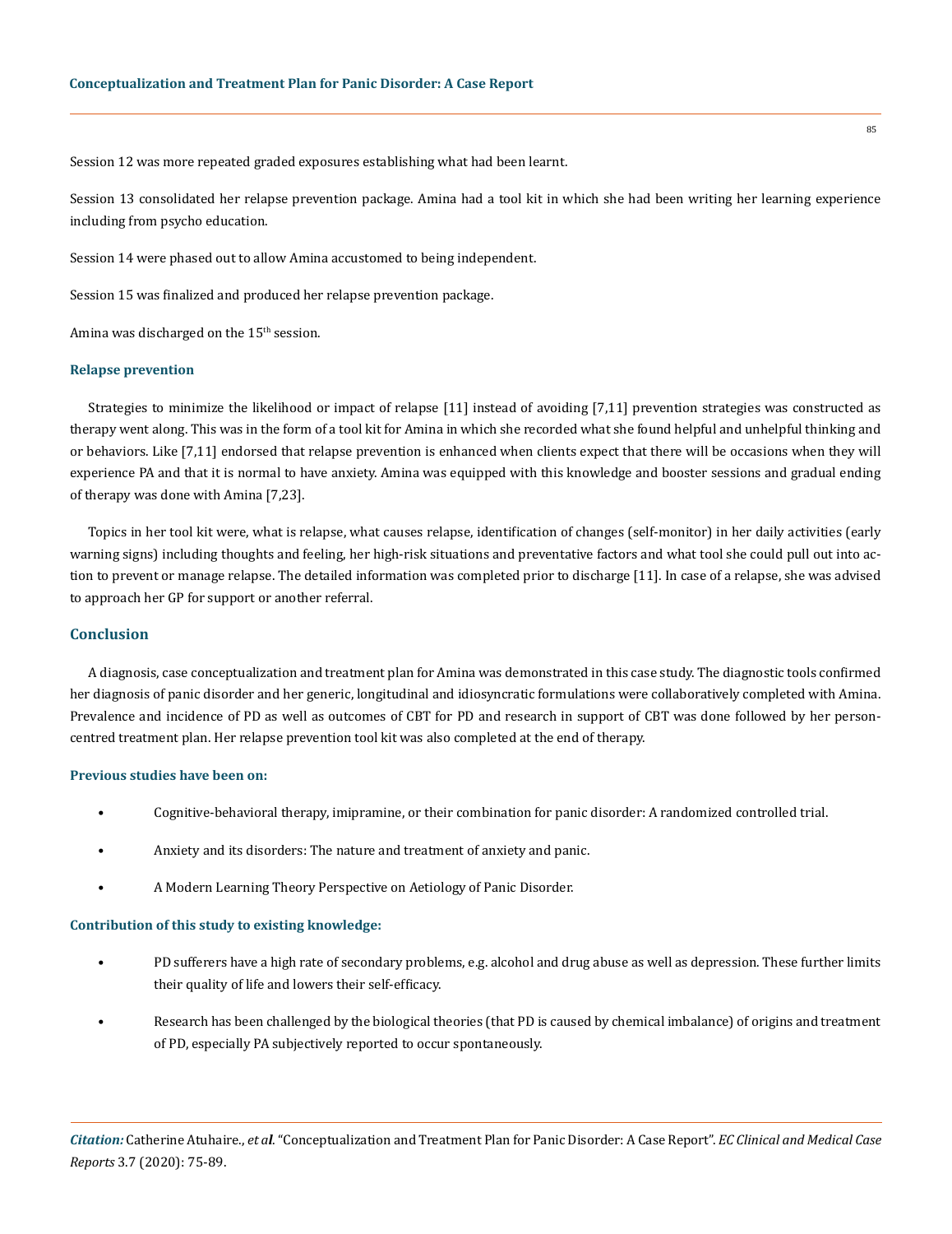Session 12 was more repeated graded exposures establishing what had been learnt.

Session 13 consolidated her relapse prevention package. Amina had a tool kit in which she had been writing her learning experience including from psycho education.

Session 14 were phased out to allow Amina accustomed to being independent.

Session 15 was finalized and produced her relapse prevention package.

Amina was discharged on the 15th session.

### Relapse prevention

Strategies to minimize the likelihood or impact of relapse [11] instead of avoiding [7,11] prevention strategies was constructed as therapy went along. This was in the form of a tool kit for Amina in which she recorded what she found helpful and unhelpful thinking and or behaviors. Like [7,11] endorsed that relapse prevention is enhanced when clients expect that there will be occasions when they will experience PA and that it is normal to have anxiety. Amina was equipped with this knowledge and booster sessions and gradual ending of therapy was done with Amina [7,23].

Topics in her tool kit were, what is relapse, what causes relapse, identification of changes (self-monitor) in her daily activities (early warning signs) including thoughts and feeling, her high-risk situations and preventative factors and what tool she could pull out into action to prevent or manage relapse. The detailed information was completed prior to discharge [11]. In case of a relapse, she was advised to approach her GP for support or another referral.

## Conclusion

A diagnosis, case conceptualization and treatment plan for Amina was demonstrated in this case study. The diagnostic tools confirmed her diagnosis of panic disorder and her generic, longitudinal and idiosyncratic formulations were collaboratively completed with Amina. Prevalence and incidence of PD as well as outcomes of CBT for PD and research in support of CBT was done followed by her person-centred treatment plan. Her relapse prevention tool kit was also completed at the end of therapy.

### Previous studies have been on:

- Cognitive-behavioral therapy, imipramine, or their combination for panic disorder: A randomized controlled trial.
- Anxiety and its disorders: The nature and treatment of anxiety and panic.
- A Modern Learning Theory Perspective on Aetiology of Panic Disorder.

### Contribution of this study to existing knowledge:

- PD sufferers have a high rate of secondary problems, e.g. alcohol and drug abuse as well as depression. These further limits their quality of life and lowers their self-efficacy.
- Research has been challenged by the biological theories (that PD is caused by chemical imbalance) of origins and treatment of PD, especially PA subjectively reported to occur spontaneously.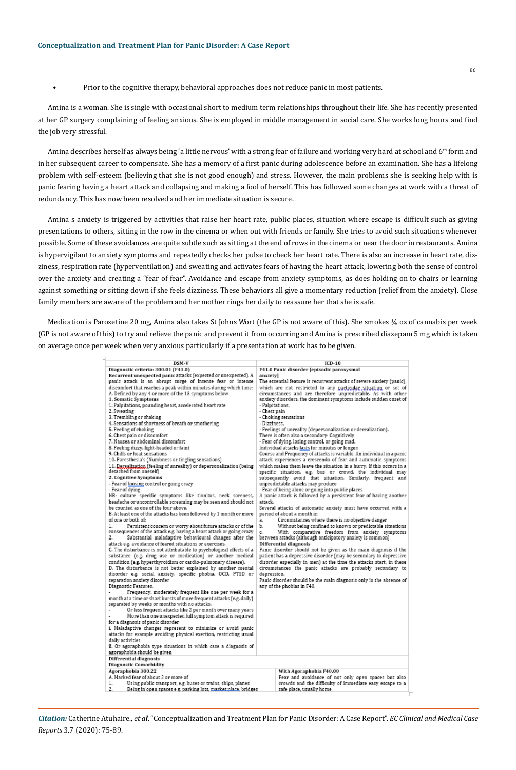- Prior to the cognitive therapy, behavioral approaches does not reduce panic in most patients.

Amina is a woman. She is single with occasional short to medium term relationships throughout their life. She has recently presented at her GP surgery complaining of feeling anxious. She is employed in middle management in social care. She works long hours and find the job very stressful.

Amina describes herself as always being 'a little nervous' with a strong fear of failure and working very hard at school and 6th form and in her subsequent career to compensate. She has a memory of a first panic during adolescence before an examination. She has a lifelong problem with self-esteem (believing that she is not good enough) and stress. However, the main problems she is seeking help with is panic fearing having a heart attack and collapsing and making a fool of herself. This has followed some changes at work with a threat of redundancy. This has now been resolved and her immediate situation is secure.

Amina s anxiety is triggered by activities that raise her heart rate, public places, situation where escape is difficult such as giving presentations to others, sitting in the row in the cinema or when out with friends or family. She tries to avoid such situations whenever possible. Some of these avoidances are quite subtle such as sitting at the end of rows in the cinema or near the door in restaurants. Amina is hypervigilant to anxiety symptoms and repeatedly checks her pulse to check her heart rate. There is also an increase in heart rate, dizziness, respiration rate (hyperventilation) and sweating and activates fears of having the heart attack, lowering both the sense of control over the anxiety and creating a "fear of fear". Avoidance and escape from anxiety symptoms, as does holding on to chairs or learning against something or sitting down if she feels dizziness. These behaviors all give a momentary reduction (relief from the anxiety). Close family members are aware of the problem and her mother rings her daily to reassure her that she is safe.

Medication is Paroxetine 20 mg, Amina also takes St Johns Wort (the GP is not aware of this). She smokes ¼ oz of cannabis per week (GP is not aware of this) to try and relieve the panic and prevent it from occurring and Amina is prescribed diazepam 5 mg which is taken on average once per week when very anxious particularly if a presentation at work has to be given.

| DSM-V | ICD-10 |
|---|---|
| **Diagnostic criteria: 300.01 (F41.0)**<br>Recurrent unexpected panic attacks (expected or unexpected). A panic attack is an abrupt surge of intense fear or intense discomfort that reaches a peak within minutes during which time:<br>A. Defined by any 4 or more of the 13 symptoms below<br>**1. Somatic Symptoms**<br>1. Palpitations, pounding heart, accelerated heart rate<br>2. Sweating<br>3. Trembling or shaking<br>4. Sensations of shortness of breath or smothering<br>5. Feeling of choking<br>6. Chest pain or discomfort<br>7. Nausea or abdominal discomfort<br>8. Feeling dizzy, light-headed or faint<br>9. Chills or heat sensations<br>10. Paresthesia's (Numbness or tingling sensations)<br>11. Derealisation (feeling of unreality) or depersonalization (being detached from oneself)<br>**2. Cognitive Symptoms**<br>- Fear of loosing control or going crazy<br>- Fear of dying<br>NB: culture specific symptoms like tinnitus, neck soreness, headache or uncontrollable screaming may be seen and should not be counted as one of the four above.<br>B. At least one of the attacks has been followed by 1 month or more of one or both of:<br>1. Persistent concern or worry about future attacks or of the consequences of the attack e.g. having a heart attack or going crazy<br>2. Substantial maladaptive behavioural changes after the attack e.g. avoidance of feared situations or exercises.<br>C. The disturbance is not attributable to psychological effects of a substance (e.g. drug use or medication) or another medical condition (e.g. hyperthyroidism or cardio-pulmonary disease).<br>D. The disturbance is not better explained by another mental disorder e.g. social anxiety, specific phobia, OCD, PTSD or separation anxiety disorder<br>Diagnostic Features:<br>- Frequency: moderately frequent like one per week for a month at a time or short bursts of more frequent attacks (e.g. daily) separated by weeks or months with no attacks.<br>- Or less frequent attacks like 2 per month over many years<br>- More than one unexpected full symptom attack is required for a diagnosis of panic disorder<br>i. Maladaptive changes represent to minimize or avoid panic attacks for example avoiding physical exertion, restricting usual daily activities<br>ii. Or agoraphobia type situations in which case a diagnosis of agoraphobia should be given | **F41.0 Panic disorder [episodic paroxysmal anxiety]**<br>The essential feature is recurrent attacks of severe anxiety (panic), which are not restricted to any particular situation or set of circumstances and are therefore unpredictable. As with other anxiety disorders, the dominant symptoms include sudden onset of<br>- Palpitations,<br>- Chest pain<br>- Choking sensations<br>- Dizziness,<br>- Feelings of unreality (depersonalization or derealization).<br>There is often also a secondary: Cognitively<br>- Fear of dying, losing control, or going mad.<br>Individual attacks lasts for minutes or longer.<br>Course and Frequency of attacks is variable. An individual in a panic attack experiences a crescendo of fear and automatic symptoms which makes them leave the situation in a hurry. If this occurs in a specific situation, e.g. bus or crowd, the individual may subsequently avoid that situation. Similarly, frequent and unpredictable attacks may produce<br>- Fear of being alone or going into public places<br>A panic attack is followed by a persistent fear of having another attack.<br>Several attacks of automatic anxiety must have occurred with a period of about a month in<br>a. Circumstances where there is no objective danger<br>b. Without being confined to known or predictable situations<br>c. With comparative freedom from anxiety symptoms between attacks (although anticipatory anxiety is common)<br>**Differential diagnosis**<br>Panic disorder should not be given as the main diagnosis if the patient has a depressive disorder (may be secondary to depressive disorder especially in men) at the time the attacks start; in these circumstances the panic attacks are probably secondary to depression.<br>Panic disorder should be the main diagnosis only in the absence of any of the phobias in F40. |
| **Differential diagnosis**<br>**Diagnostic Comorbidity** | |
| **Agoraphobia 300.22**<br>A. Marked fear of about 2 or more of<br>1. Using public transport, e.g. buses or trains, ships, planes<br>2. Being in open spaces e.g. parking lots, market place, bridges | **With Agoraphobia F40.00**<br>Fear and avoidance of not only open spaces but also crowds and the difficulty of immediate easy escape to a safe place, usually home. |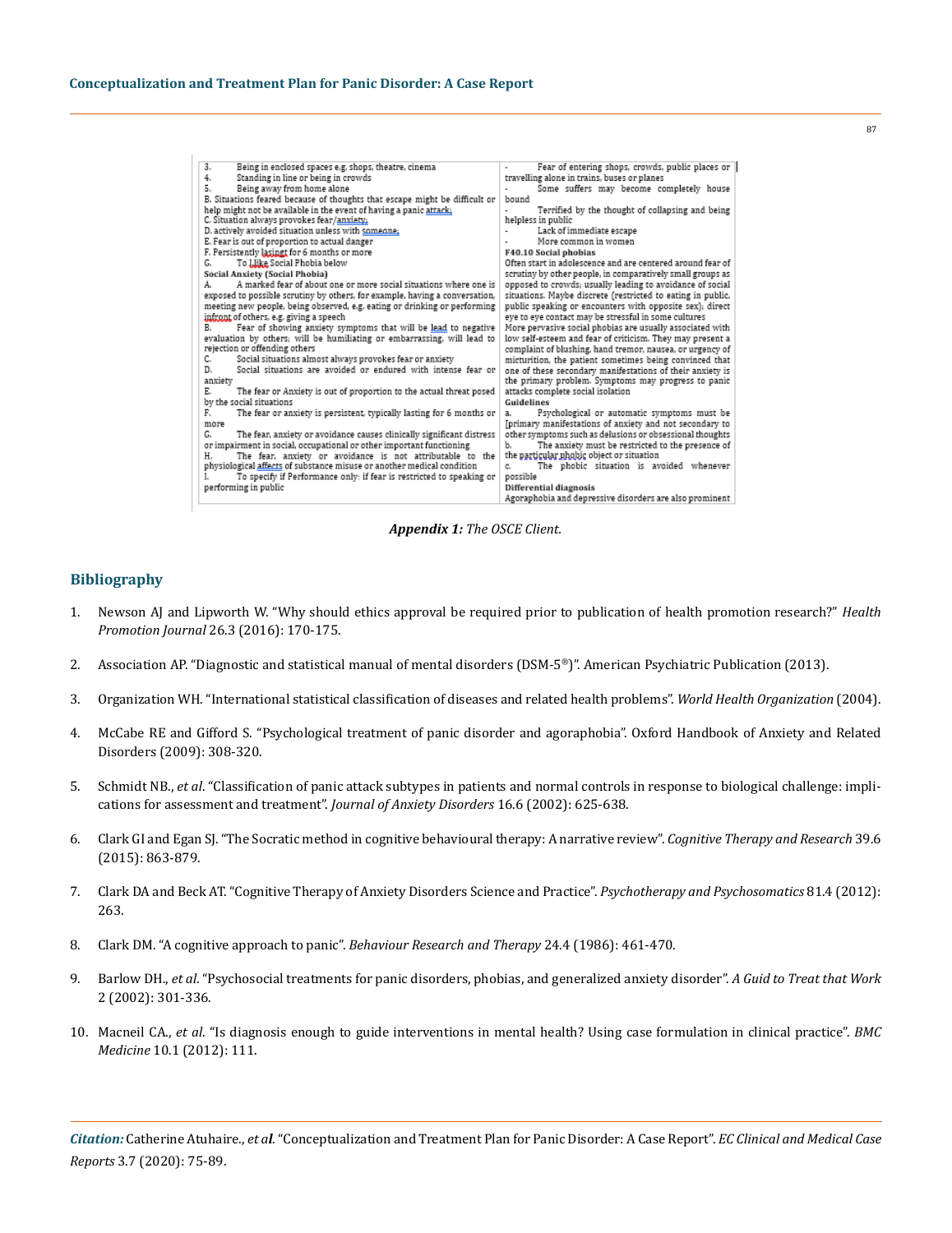| | |
|---|---|
| 3. Being in enclosed spaces e.g. shops, theatre, cinema<br>4. Standing in line or being in crowds<br>5. Being away from home alone<br>B. Situations feared because of thoughts that escape might be difficult or help might not be available in the event of having a panic attack;<br>C. Situation always provokes fear/anxiety;<br>D. actively avoided situation unless with someone;<br>E. Fear is out of proportion to actual danger<br>F. Persistently lasingt for 6 months or more<br>G. To Llike Social Phobia below<br>**Social Anxiety (Social Phobia)**<br>A. A marked fear of about one or more social situations where one is exposed to possible scrutiny by others, for example, having a conversation, meeting new people, being observed, e.g. eating or drinking or performing infront of others, e.g. giving a speech<br>B. Fear of showing anxiety symptoms that will be lead to negative evaluation by others; will be humiliating or embarrassing, will lead to rejection or offending others<br>C. Social situations almost always provokes fear or anxiety<br>D. Social situations are avoided or endured with intense fear or anxiety<br>E. The fear or Anxiety is out of proportion to the actual threat posed by the social situations<br>F. The fear or anxiety is persistent, typically lasting for 6 months or more<br>G. The fear, anxiety or avoidance causes clinically significant distress or impairment in social, occupational or other important functioning<br>H. The fear, anxiety or avoidance is not attributable to the physiological affects of substance misuse or another medical condition<br>I. To specify if Performance only: if fear is restricted to speaking or performing in public | - Fear of entering shops, crowds, public places or travelling alone in trains, buses or planes<br>- Some suffers may become completely house bound<br>- Terrified by the thought of collapsing and being helpless in public<br>- Lack of immediate escape<br>- More common in women<br>**F40.10 Social phobias**<br>Often start in adolescence and are centered around fear of scrutiny by other people, in comparatively small groups as opposed to crowds; usually leading to avoidance of social situations. Maybe discrete (restricted to eating in public, public speaking or encounters with opposite sex); direct eye to eye contact may be stressful in some cultures<br>More pervasive social phobias are usually associated with low self-esteem and fear of criticism. They may present a complaint of blushing, hand tremor, nausea, or urgency of micturition, the patient sometimes being convinced that one of these secondary manifestations of their anxiety is the primary problem. Symptoms may progress to panic attacks complete social isolation<br>**Guidelines**<br>a. Psychological or automatic symptoms must be [primary manifestations of anxiety and not secondary to other symptoms such as delusions or obsessional thoughts<br>b. The anxiety must be restricted to the presence of the particular phobic object or situation<br>c. The phobic situation is avoided whenever possible<br>**Differential diagnosis**<br>Agoraphobia and depressive disorders are also prominent |

***Appendix 1:*** *The OSCE Client.*

## Bibliography

1. Newson AJ and Lipworth W. "Why should ethics approval be required prior to publication of health promotion research?" *Health Promotion Journal* 26.3 (2016): 170-175.
2. Association AP. "Diagnostic and statistical manual of mental disorders (DSM-5®)". American Psychiatric Publication (2013).
3. Organization WH. "International statistical classification of diseases and related health problems". *World Health Organization* (2004).
4. McCabe RE and Gifford S. "Psychological treatment of panic disorder and agoraphobia". Oxford Handbook of Anxiety and Related Disorders (2009): 308-320.
5. Schmidt NB., *et al*. "Classification of panic attack subtypes in patients and normal controls in response to biological challenge: implications for assessment and treatment". *Journal of Anxiety Disorders* 16.6 (2002): 625-638.
6. Clark GI and Egan SJ. "The Socratic method in cognitive behavioural therapy: A narrative review". *Cognitive Therapy and Research* 39.6 (2015): 863-879.
7. Clark DA and Beck AT. "Cognitive Therapy of Anxiety Disorders Science and Practice". *Psychotherapy and Psychosomatics* 81.4 (2012): 263.
8. Clark DM. "A cognitive approach to panic". *Behaviour Research and Therapy* 24.4 (1986): 461-470.
9. Barlow DH., *et al*. "Psychosocial treatments for panic disorders, phobias, and generalized anxiety disorder". *A Guid to Treat that Work* 2 (2002): 301-336.
10. Macneil CA., *et al*. "Is diagnosis enough to guide interventions in mental health? Using case formulation in clinical practice". *BMC Medicine* 10.1 (2012): 111.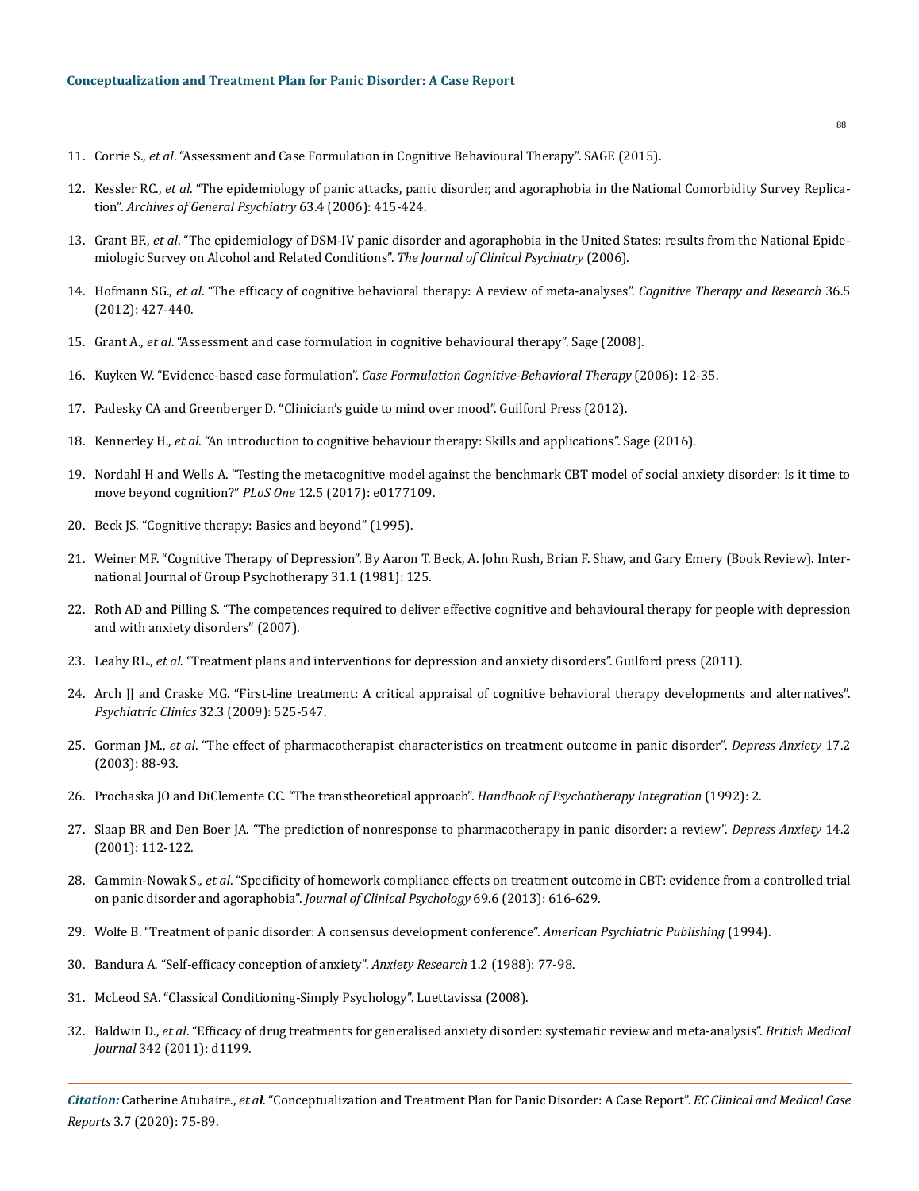11. Corrie S., *et al*. "Assessment and Case Formulation in Cognitive Behavioural Therapy". SAGE (2015).

12. Kessler RC., *et al*. "The epidemiology of panic attacks, panic disorder, and agoraphobia in the National Comorbidity Survey Replication". *Archives of General Psychiatry* 63.4 (2006): 415-424.

13. Grant BF., *et al*. "The epidemiology of DSM-IV panic disorder and agoraphobia in the United States: results from the National Epidemiologic Survey on Alcohol and Related Conditions". *The Journal of Clinical Psychiatry* (2006).

14. Hofmann SG., *et al*. "The efficacy of cognitive behavioral therapy: A review of meta-analyses". *Cognitive Therapy and Research* 36.5 (2012): 427-440.

15. Grant A., *et al*. "Assessment and case formulation in cognitive behavioural therapy". Sage (2008).

16. Kuyken W. "Evidence-based case formulation". *Case Formulation Cognitive-Behavioral Therapy* (2006): 12-35.

17. Padesky CA and Greenberger D. "Clinician's guide to mind over mood". Guilford Press (2012).

18. Kennerley H., *et al*. "An introduction to cognitive behaviour therapy: Skills and applications". Sage (2016).

19. Nordahl H and Wells A. "Testing the metacognitive model against the benchmark CBT model of social anxiety disorder: Is it time to move beyond cognition?" *PLoS One* 12.5 (2017): e0177109.

20. Beck JS. "Cognitive therapy: Basics and beyond" (1995).

21. Weiner MF. "Cognitive Therapy of Depression". By Aaron T. Beck, A. John Rush, Brian F. Shaw, and Gary Emery (Book Review). International Journal of Group Psychotherapy 31.1 (1981): 125.

22. Roth AD and Pilling S. "The competences required to deliver effective cognitive and behavioural therapy for people with depression and with anxiety disorders" (2007).

23. Leahy RL., *et al*. "Treatment plans and interventions for depression and anxiety disorders". Guilford press (2011).

24. Arch JJ and Craske MG. "First-line treatment: A critical appraisal of cognitive behavioral therapy developments and alternatives". *Psychiatric Clinics* 32.3 (2009): 525-547.

25. Gorman JM., *et al*. "The effect of pharmacotherapist characteristics on treatment outcome in panic disorder". *Depress Anxiety* 17.2 (2003): 88-93.

26. Prochaska JO and DiClemente CC. "The transtheoretical approach". *Handbook of Psychotherapy Integration* (1992): 2.

27. Slaap BR and Den Boer JA. "The prediction of nonresponse to pharmacotherapy in panic disorder: a review". *Depress Anxiety* 14.2 (2001): 112-122.

28. Cammin-Nowak S., *et al*. "Specificity of homework compliance effects on treatment outcome in CBT: evidence from a controlled trial on panic disorder and agoraphobia". *Journal of Clinical Psychology* 69.6 (2013): 616-629.

29. Wolfe B. "Treatment of panic disorder: A consensus development conference". *American Psychiatric Publishing* (1994).

30. Bandura A. "Self-efficacy conception of anxiety". *Anxiety Research* 1.2 (1988): 77-98.

31. McLeod SA. "Classical Conditioning-Simply Psychology". Luettavissa (2008).

32. Baldwin D., *et al*. "Efficacy of drug treatments for generalised anxiety disorder: systematic review and meta-analysis". *British Medical Journal* 342 (2011): d1199.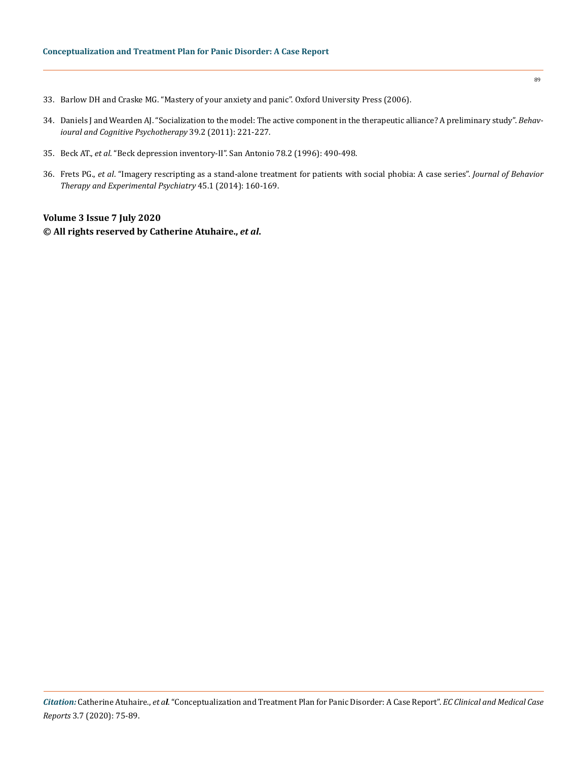33. Barlow DH and Craske MG. "Mastery of your anxiety and panic". Oxford University Press (2006).

34. Daniels J and Wearden AJ. "Socialization to the model: The active component in the therapeutic alliance? A preliminary study". *Behavioural and Cognitive Psychotherapy* 39.2 (2011): 221-227.

35. Beck AT., *et al*. "Beck depression inventory-II". San Antonio 78.2 (1996): 490-498.

36. Frets PG., *et al*. "Imagery rescripting as a stand-alone treatment for patients with social phobia: A case series". *Journal of Behavior Therapy and Experimental Psychiatry* 45.1 (2014): 160-169.

**Volume 3 Issue 7 July 2020**
**© All rights reserved by Catherine Atuhaire., *et al*.**